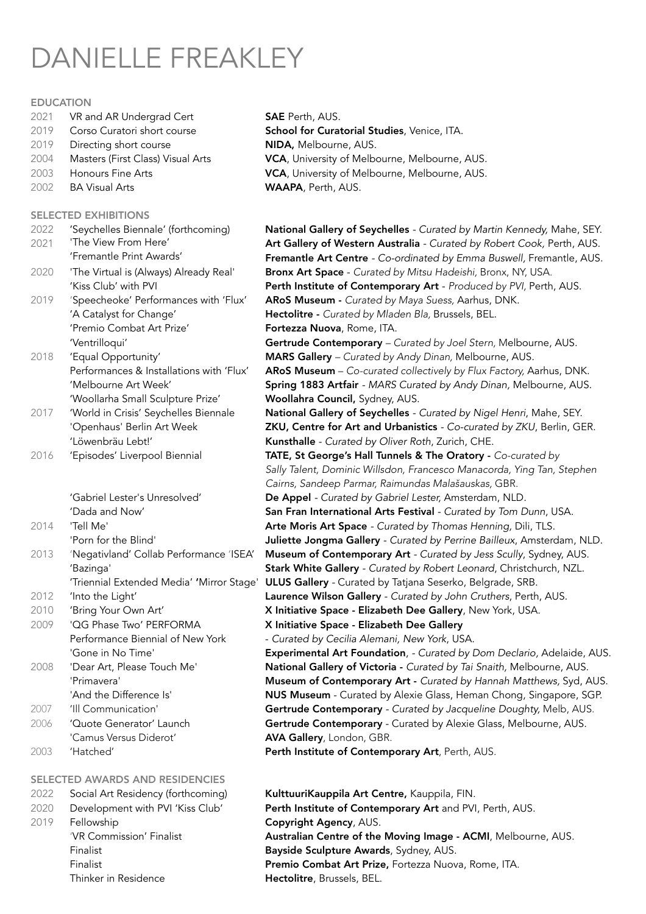# DANIELLE FREAKLEY

## EDUCATION

| | | |
|---|---|---|
| 2021 | VR and AR Undergrad Cert | **SAE** Perth, AUS. |
| 2019 | Corso Curatori short course | **School for Curatorial Studies**, Venice, ITA. |
| 2019 | Directing short course | **NIDA,** Melbourne, AUS. |
| 2004 | Masters (First Class) Visual Arts | **VCA**, University of Melbourne, Melbourne, AUS. |
| 2003 | Honours Fine Arts | **VCA**, University of Melbourne, Melbourne, AUS. |
| 2002 | BA Visual Arts | **WAAPA**, Perth, AUS. |

## SELECTED EXHIBITIONS

| | | |
|---|---|---|
| 2022 | 'Seychelles Biennale' (forthcoming) | **National Gallery of Seychelles** - *Curated by Martin Kennedy,* Mahe, SEY. |
| 2021 | 'The View From Here' | **Art Gallery of Western Australia** - *Curated by Robert Cook,* Perth, AUS. |
| | 'Fremantle Print Awards' | **Fremantle Art Centre** - *Co-ordinated by Emma Buswell*, Fremantle, AUS. |
| 2020 | 'The Virtual is (Always) Already Real' | **Bronx Art Space** - *Curated by Mitsu Hadeishi*, Bronx, NY, USA. |
| | 'Kiss Club' with PVI | **Perth Institute of Contemporary Art** - *Produced by PVI,* Perth, AUS. |
| 2019 | 'Speecheoke' Performances with 'Flux' | **ARoS Museum -** *Curated by Maya Suess,* Aarhus, DNK. |
| | 'A Catalyst for Change' | **Hectolitre -** *Curated by Mladen Bla,* Brussels, BEL. |
| | 'Premio Combat Art Prize' | **Fortezza Nuova**, Rome, ITA. |
| | 'Ventrilloqui' | **Gertrude Contemporary** – *Curated by Joel Stern*, Melbourne, AUS. |
| 2018 | 'Equal Opportunity' | **MARS Gallery** – *Curated by Andy Dinan,* Melbourne, AUS. |
| | Performances & Installations with 'Flux' | **ARoS Museum** – *Co-curated collectively by Flux Factory,* Aarhus, DNK. |
| | 'Melbourne Art Week' | **Spring 1883 Artfair** - *MARS Curated by Andy Dinan,* Melbourne, AUS. |
| | 'Woollarha Small Sculpture Prize' | **Woollahra Council,** Sydney, AUS. |
| 2017 | 'World in Crisis' Seychelles Biennale | **National Gallery of Seychelles** - *Curated by Nigel Henri*, Mahe, SEY. |
| | 'Openhaus' Berlin Art Week | **ZKU, Centre for Art and Urbanistics** - *Co-curated by ZKU*, Berlin, GER. |
| | 'Löwenbräu Lebt!' | **Kunsthalle** - *Curated by Oliver Roth*, Zurich, CHE. |
| 2016 | 'Episodes' Liverpool Biennial | **TATE, St George's Hall Tunnels & The Oratory -** *Co-curated by Sally Talent, Dominic Willsdon, Francesco Manacorda, Ying Tan, Stephen Cairns, Sandeep Parmar, Raimundas Malašauskas,* GBR. |
| | 'Gabriel Lester's Unresolved' | **De Appel** - *Curated by Gabriel Lester,* Amsterdam, NLD. |
| | 'Dada and Now' | **San Fran International Arts Festival** - *Curated by Tom Dunn*, USA. |
| 2014 | 'Tell Me' | **Arte Moris Art Space** - *Curated by Thomas Henning,* Dili, TLS. |
| | 'Porn for the Blind' | **Juliette Jongma Gallery** - *Curated by Perrine Bailleux*, Amsterdam, NLD. |
| 2013 | 'Negativland' Collab Performance 'ISEA' | **Museum of Contemporary Art** - *Curated by Jess Scully*, Sydney, AUS. |
| | 'Bazinga' | **Stark White Gallery** - *Curated by Robert Leonard*, Christchurch, NZL. |
| | 'Triennial Extended Media' **'Mirror Stage'** | **ULUS Gallery** - Curated by Tatjana Seserko, Belgrade, SRB. |
| 2012 | 'Into the Light' | **Laurence Wilson Gallery** - *Curated by John Cruthers*, Perth, AUS. |
| 2010 | 'Bring Your Own Art' | **X Initiative Space - Elizabeth Dee Gallery**, New York, USA. |
| 2009 | 'QG Phase Two' PERFORMA Performance Biennial of New York | **X Initiative Space - Elizabeth Dee Gallery** - *Curated by Cecilia Alemani, New York*, USA. |
| | 'Gone in No Time' | **Experimental Art Foundation**, - *Curated by Dom Declario*, Adelaide, AUS. |
| 2008 | 'Dear Art, Please Touch Me' | **National Gallery of Victoria** - *Curated by Tai Snaith,* Melbourne, AUS. |
| | 'Primavera' | **Museum of Contemporary Art -** *Curated by Hannah Matthews,* Syd, AUS. |
| | 'And the Difference Is' | **NUS Museum** - Curated by Alexie Glass, Heman Chong, Singapore, SGP. |
| 2007 | 'Ill Communication' | **Gertrude Contemporary** - *Curated by Jacqueline Doughty,* Melb, AUS. |
| 2006 | 'Quote Generator' Launch | **Gertrude Contemporary** - Curated by Alexie Glass, Melbourne, AUS. |
| | 'Camus Versus Diderot' | **AVA Gallery**, London, GBR. |
| 2003 | 'Hatched' | **Perth Institute of Contemporary Art**, Perth, AUS. |

## SELECTED AWARDS AND RESIDENCIES

| | | |
|---|---|---|
| 2022 | Social Art Residency (forthcoming) | **KulttuuriKauppila Art Centre,** Kauppila, FIN. |
| 2020 | Development with PVI 'Kiss Club' | **Perth Institute of Contemporary Art** and PVI, Perth, AUS. |
| 2019 | Fellowship | **Copyright Agency**, AUS. |
| | 'VR Commission' Finalist | **Australian Centre of the Moving Image - ACMI**, Melbourne, AUS. |
| | Finalist | **Bayside Sculpture Awards**, Sydney, AUS. |
| | Finalist | **Premio Combat Art Prize,** Fortezza Nuova, Rome, ITA. |
| | Thinker in Residence | **Hectolitre**, Brussels, BEL. |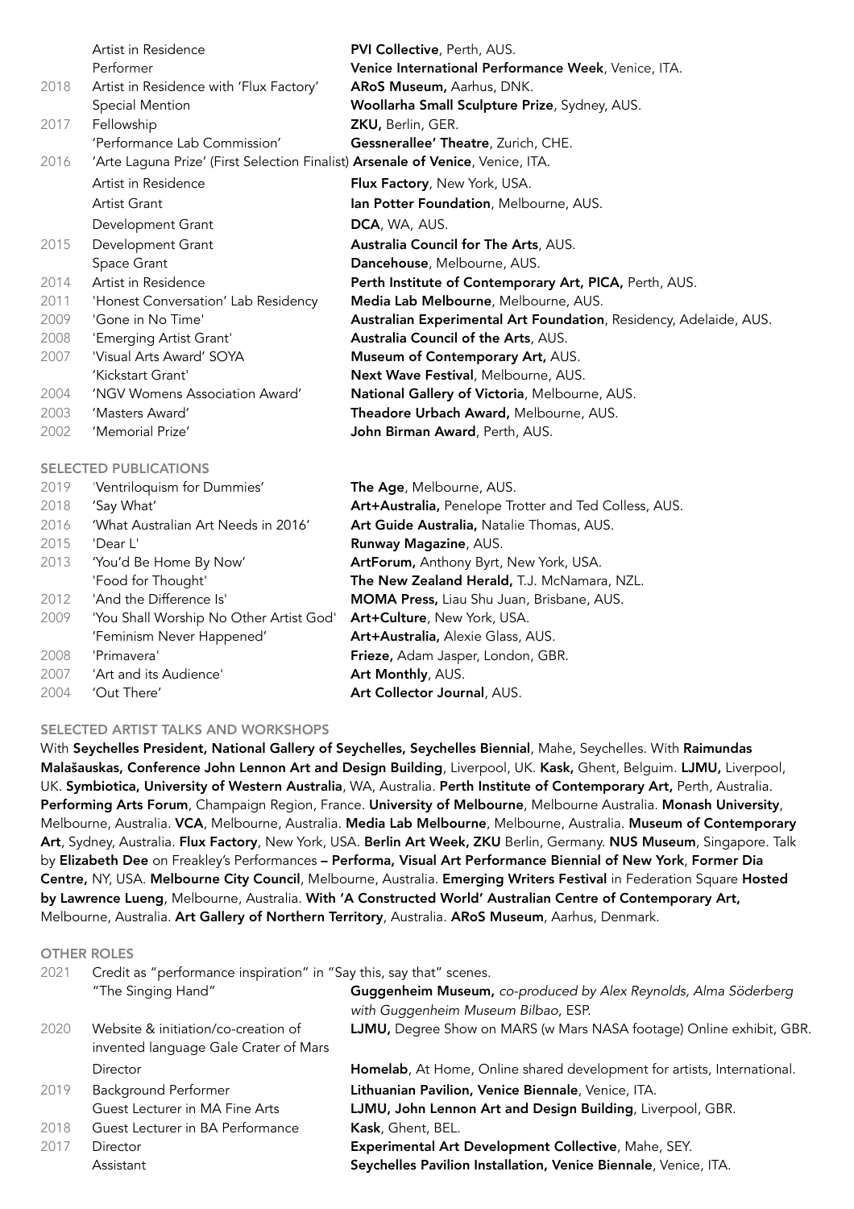| | | |
|---|---|---|
| | Artist in Residence | **PVI Collective**, Perth, AUS. |
| | Performer | **Venice International Performance Week**, Venice, ITA. |
| 2018 | Artist in Residence with 'Flux Factory' | **ARoS Museum,** Aarhus, DNK. |
| | Special Mention | **Woollarha Small Sculpture Prize**, Sydney, AUS. |
| 2017 | Fellowship | **ZKU,** Berlin, GER. |
| | 'Performance Lab Commission' | **Gessnerallee' Theatre**, Zurich, CHE. |
| 2016 | 'Arte Laguna Prize' (First Selection Finalist) | **Arsenale of Venice**, Venice, ITA. |
| | Artist in Residence | **Flux Factory**, New York, USA. |
| | Artist Grant | **Ian Potter Foundation**, Melbourne, AUS. |
| | Development Grant | **DCA**, WA, AUS. |
| 2015 | Development Grant | **Australia Council for The Arts**, AUS. |
| | Space Grant | **Dancehouse**, Melbourne, AUS. |
| 2014 | Artist in Residence | **Perth Institute of Contemporary Art, PICA,** Perth, AUS. |
| 2011 | 'Honest Conversation' Lab Residency | **Media Lab Melbourne**, Melbourne, AUS. |
| 2009 | 'Gone in No Time' | **Australian Experimental Art Foundation**, Residency, Adelaide, AUS. |
| 2008 | 'Emerging Artist Grant' | **Australia Council of the Arts**, AUS. |
| 2007 | 'Visual Arts Award' SOYA | **Museum of Contemporary Art,** AUS. |
| | 'Kickstart Grant' | **Next Wave Festival**, Melbourne, AUS. |
| 2004 | 'NGV Womens Association Award' | **National Gallery of Victoria**, Melbourne, AUS. |
| 2003 | 'Masters Award' | **Theadore Urbach Award,** Melbourne, AUS. |
| 2002 | 'Memorial Prize' | **John Birman Award**, Perth, AUS. |

## SELECTED PUBLICATIONS

| | | |
|---|---|---|
| 2019 | 'Ventriloquism for Dummies' | **The Age**, Melbourne, AUS. |
| 2018 | 'Say What' | **Art+Australia,** Penelope Trotter and Ted Colless, AUS. |
| 2016 | 'What Australian Art Needs in 2016' | **Art Guide Australia,** Natalie Thomas, AUS. |
| 2015 | 'Dear L' | **Runway Magazine**, AUS. |
| 2013 | 'You'd Be Home By Now' | **ArtForum,** Anthony Byrt, New York, USA. |
| | 'Food for Thought' | **The New Zealand Herald,** T.J. McNamara, NZL. |
| 2012 | 'And the Difference Is' | **MOMA Press,** Liau Shu Juan, Brisbane, AUS. |
| 2009 | 'You Shall Worship No Other Artist God' | **Art+Culture**, New York, USA. |
| | 'Feminism Never Happened' | **Art+Australia,** Alexie Glass, AUS. |
| 2008 | 'Primavera' | **Frieze,** Adam Jasper, London, GBR. |
| 2007 | 'Art and its Audience' | **Art Monthly**, AUS. |
| 2004 | 'Out There' | **Art Collector Journal**, AUS. |

## SELECTED ARTIST TALKS AND WORKSHOPS

With **Seychelles President, National Gallery of Seychelles, Seychelles Biennial**, Mahe, Seychelles. With **Raimundas Malašauskas, Conference John Lennon Art and Design Building**, Liverpool, UK. **Kask,** Ghent, Belguim. **LJMU,** Liverpool, UK. **Symbiotica, University of Western Australia**, WA, Australia. **Perth Institute of Contemporary Art,** Perth, Australia. **Performing Arts Forum**, Champaign Region, France. **University of Melbourne**, Melbourne Australia. **Monash University**, Melbourne, Australia. **VCA**, Melbourne, Australia. **Media Lab Melbourne**, Melbourne, Australia. **Museum of Contemporary Art**, Sydney, Australia. **Flux Factory**, New York, USA. **Berlin Art Week, ZKU** Berlin, Germany. **NUS Museum**, Singapore. Talk by **Elizabeth Dee** on Freakley's Performances **– Performa, Visual Art Performance Biennial of New York**, **Former Dia Centre,** NY, USA. **Melbourne City Council**, Melbourne, Australia. **Emerging Writers Festival** in Federation Square **Hosted by Lawrence Lueng**, Melbourne, Australia. **With 'A Constructed World' Australian Centre of Contemporary Art,** Melbourne, Australia. **Art Gallery of Northern Territory**, Australia. **ARoS Museum**, Aarhus, Denmark.

## OTHER ROLES

| | | |
|---|---|---|
| 2021 | Credit as "performance inspiration" in "Say this, say that" scenes. | |
| | "The Singing Hand" | **Guggenheim Museum,** *co-produced by Alex Reynolds, Alma Söderberg with Guggenheim Museum Bilbao*, ESP. |
| 2020 | Website & initiation/co-creation of invented language Gale Crater of Mars | **LJMU,** Degree Show on MARS (w Mars NASA footage) Online exhibit, GBR. |
| | Director | **Homelab**, At Home, Online shared development for artists, International. |
| 2019 | Background Performer | **Lithuanian Pavilion, Venice Biennale**, Venice, ITA. |
| | Guest Lecturer in MA Fine Arts | **LJMU, John Lennon Art and Design Building**, Liverpool, GBR. |
| 2018 | Guest Lecturer in BA Performance | **Kask**, Ghent, BEL. |
| 2017 | Director | **Experimental Art Development Collective**, Mahe, SEY. |
| | Assistant | **Seychelles Pavilion Installation, Venice Biennale**, Venice, ITA. |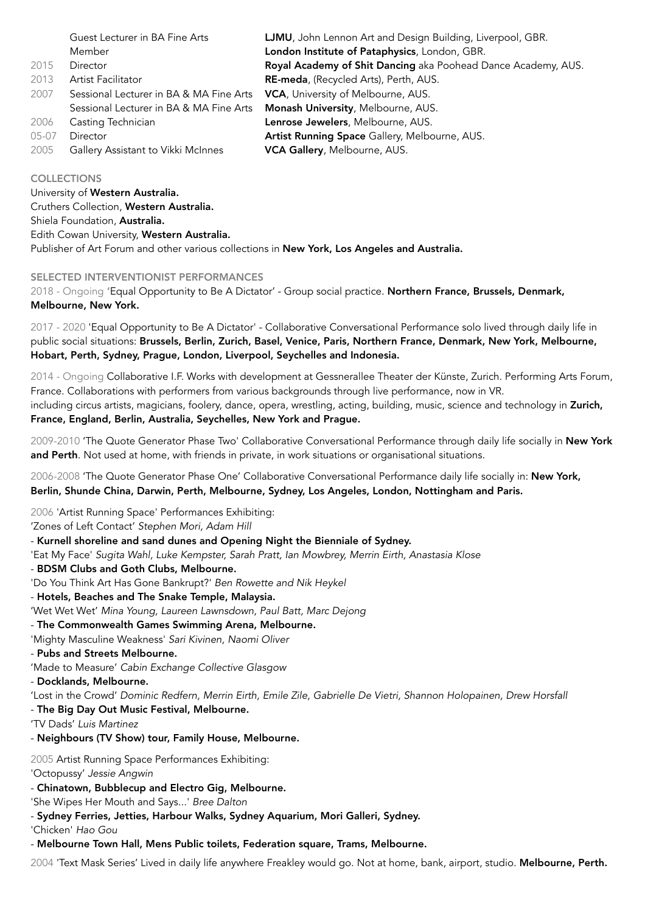| | | |
|---|---|---|
| | Guest Lecturer in BA Fine Arts | **LJMU**, John Lennon Art and Design Building, Liverpool, GBR. |
| | Member | **London Institute of Pataphysics**, London, GBR. |
| 2015 | Director | **Royal Academy of Shit Dancing** aka Poohead Dance Academy, AUS. |
| 2013 | Artist Facilitator | **RE-meda**, (Recycled Arts), Perth, AUS. |
| 2007 | Sessional Lecturer in BA & MA Fine Arts | **VCA**, University of Melbourne, AUS. |
| | Sessional Lecturer in BA & MA Fine Arts | **Monash University**, Melbourne, AUS. |
| 2006 | Casting Technician | **Lenrose Jewelers**, Melbourne, AUS. |
| 05-07 | Director | **Artist Running Space** Gallery, Melbourne, AUS. |
| 2005 | Gallery Assistant to Vikki McInnes | **VCA Gallery**, Melbourne, AUS. |

## COLLECTIONS

University of **Western Australia.**
Cruthers Collection, **Western Australia.**
Shiela Foundation, **Australia.**
Edith Cowan University, **Western Australia.**
Publisher of Art Forum and other various collections in **New York, Los Angeles and Australia.**

## SELECTED INTERVENTIONIST PERFORMANCES

2018 - Ongoing 'Equal Opportunity to Be A Dictator' - Group social practice. **Northern France, Brussels, Denmark, Melbourne, New York.**

2017 - 2020 'Equal Opportunity to Be A Dictator' - Collaborative Conversational Performance solo lived through daily life in public social situations: **Brussels, Berlin, Zurich, Basel, Venice, Paris, Northern France, Denmark, New York, Melbourne, Hobart, Perth, Sydney, Prague, London, Liverpool, Seychelles and Indonesia.**

2014 - Ongoing Collaborative I.F. Works with development at Gessnerallee Theater der Künste, Zurich. Performing Arts Forum, France. Collaborations with performers from various backgrounds through live performance, now in VR. including circus artists, magicians, foolery, dance, opera, wrestling, acting, building, music, science and technology in **Zurich, France, England, Berlin, Australia, Seychelles, New York and Prague.**

2009-2010 'The Quote Generator Phase Two' Collaborative Conversational Performance through daily life socially in **New York and Perth**. Not used at home, with friends in private, in work situations or organisational situations.

2006-2008 'The Quote Generator Phase One' Collaborative Conversational Performance daily life socially in: **New York, Berlin, Shunde China, Darwin, Perth, Melbourne, Sydney, Los Angeles, London, Nottingham and Paris.**

2006 'Artist Running Space' Performances Exhibiting:
'Zones of Left Contact' *Stephen Mori, Adam Hill*
- **Kurnell shoreline and sand dunes and Opening Night the Bienniale of Sydney.**
'Eat My Face' *Sugita Wahl, Luke Kempster, Sarah Pratt, Ian Mowbrey, Merrin Eirth, Anastasia Klose*
- **BDSM Clubs and Goth Clubs, Melbourne.**
'Do You Think Art Has Gone Bankrupt?' *Ben Rowette and Nik Heykel*
- **Hotels, Beaches and The Snake Temple, Malaysia.**
'Wet Wet Wet' *Mina Young, Laureen Lawnsdown, Paul Batt, Marc Dejong*
- **The Commonwealth Games Swimming Arena, Melbourne.**
'Mighty Masculine Weakness' *Sari Kivinen, Naomi Oliver*
- **Pubs and Streets Melbourne.**
'Made to Measure' *Cabin Exchange Collective Glasgow*
- **Docklands, Melbourne.**
'Lost in the Crowd' *Dominic Redfern, Merrin Eirth, Emile Zile, Gabrielle De Vietri, Shannon Holopainen, Drew Horsfall*
- **The Big Day Out Music Festival, Melbourne.**
'TV Dads' *Luis Martinez*
- **Neighbours (TV Show) tour, Family House, Melbourne.**

2005 Artist Running Space Performances Exhibiting:
'Octopussy' *Jessie Angwin*
- **Chinatown, Bubblecup and Electro Gig, Melbourne.**
'She Wipes Her Mouth and Says...' *Bree Dalton*
- **Sydney Ferries, Jetties, Harbour Walks, Sydney Aquarium, Mori Galleri, Sydney.**
'Chicken' *Hao Gou*
- **Melbourne Town Hall, Mens Public toilets, Federation square, Trams, Melbourne.**

2004 'Text Mask Series' Lived in daily life anywhere Freakley would go. Not at home, bank, airport, studio. **Melbourne, Perth.**